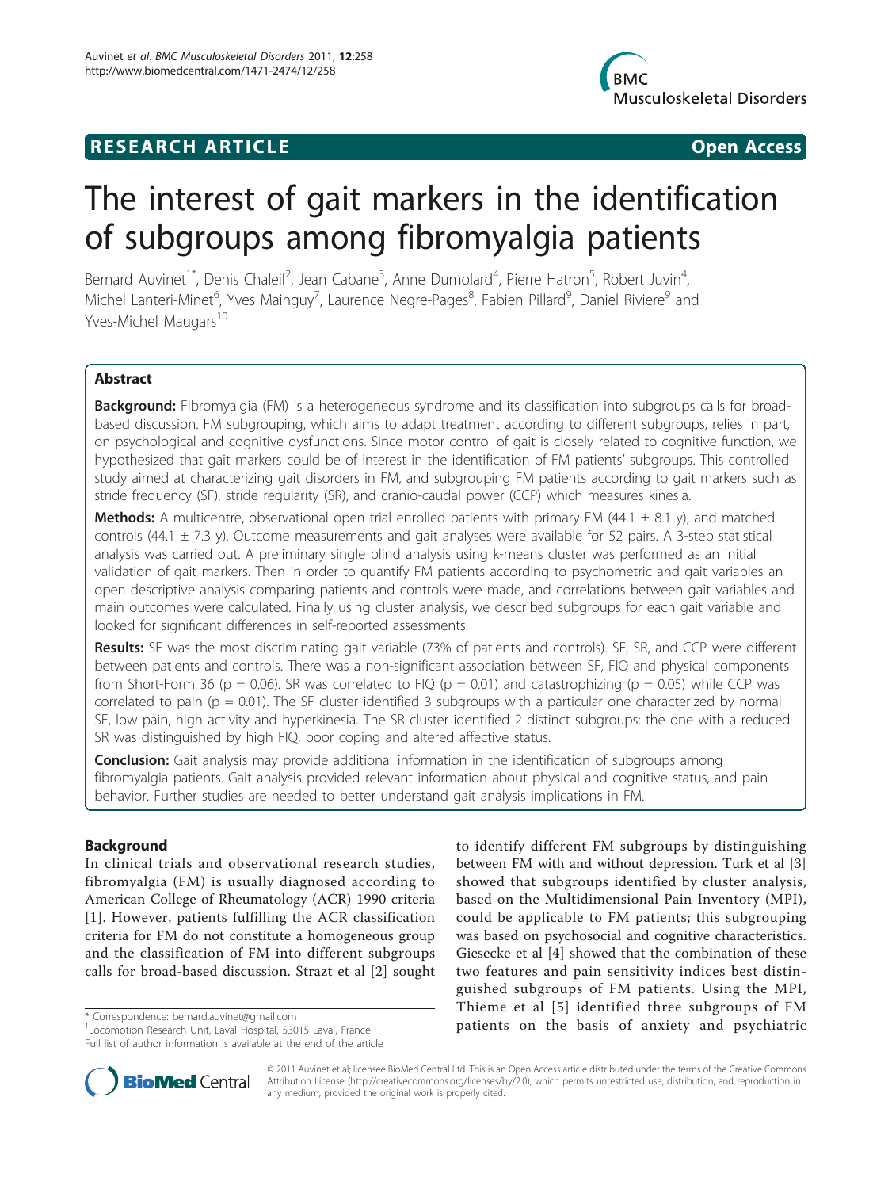**RESEARCH ARTICLE** **Open Access**

# The interest of gait markers in the identification of subgroups among fibromyalgia patients

Bernard Auvinet[1*], Denis Chaleil[2], Jean Cabane[3], Anne Dumolard[4], Pierre Hatron[5], Robert Juvin[4], Michel Lanteri-Minet[6], Yves Mainguy[7], Laurence Negre-Pages[8], Fabien Pillard[9], Daniel Riviere[9] and Yves-Michel Maugars[10]

## Abstract

**Background:** Fibromyalgia (FM) is a heterogeneous syndrome and its classification into subgroups calls for broad-based discussion. FM subgrouping, which aims to adapt treatment according to different subgroups, relies in part, on psychological and cognitive dysfunctions. Since motor control of gait is closely related to cognitive function, we hypothesized that gait markers could be of interest in the identification of FM patients' subgroups. This controlled study aimed at characterizing gait disorders in FM, and subgrouping FM patients according to gait markers such as stride frequency (SF), stride regularity (SR), and cranio-caudal power (CCP) which measures kinesia.

**Methods:** A multicentre, observational open trial enrolled patients with primary FM (44.1 ± 8.1 y), and matched controls (44.1 ± 7.3 y). Outcome measurements and gait analyses were available for 52 pairs. A 3-step statistical analysis was carried out. A preliminary single blind analysis using k-means cluster was performed as an initial validation of gait markers. Then in order to quantify FM patients according to psychometric and gait variables an open descriptive analysis comparing patients and controls were made, and correlations between gait variables and main outcomes were calculated. Finally using cluster analysis, we described subgroups for each gait variable and looked for significant differences in self-reported assessments.

**Results:** SF was the most discriminating gait variable (73% of patients and controls). SF, SR, and CCP were different between patients and controls. There was a non-significant association between SF, FIQ and physical components from Short-Form 36 ($p = 0.06$). SR was correlated to FIQ ($p = 0.01$) and catastrophizing ($p = 0.05$) while CCP was correlated to pain ($p = 0.01$). The SF cluster identified 3 subgroups with a particular one characterized by normal SF, low pain, high activity and hyperkinesia. The SR cluster identified 2 distinct subgroups: the one with a reduced SR was distinguished by high FIQ, poor coping and altered affective status.

**Conclusion:** Gait analysis may provide additional information in the identification of subgroups among fibromyalgia patients. Gait analysis provided relevant information about physical and cognitive status, and pain behavior. Further studies are needed to better understand gait analysis implications in FM.

## Background

In clinical trials and observational research studies, fibromyalgia (FM) is usually diagnosed according to American College of Rheumatology (ACR) 1990 criteria [1]. However, patients fulfilling the ACR classification criteria for FM do not constitute a homogeneous group and the classification of FM into different subgroups calls for broad-based discussion. Strazt et al [2] sought to identify different FM subgroups by distinguishing between FM with and without depression. Turk et al [3] showed that subgroups identified by cluster analysis, based on the Multidimensional Pain Inventory (MPI), could be applicable to FM patients; this subgrouping was based on psychosocial and cognitive characteristics. Giesecke et al [4] showed that the combination of these two features and pain sensitivity indices best distinguished subgroups of FM patients. Using the MPI, Thieme et al [5] identified three subgroups of FM patients on the basis of anxiety and psychiatric

\* Correspondence: bernard.auvinet@gmail.com
[1]Locomotion Research Unit, Laval Hospital, 53015 Laval, France
Full list of author information is available at the end of the article

© 2011 Auvinet et al; licensee BioMed Central Ltd. This is an Open Access article distributed under the terms of the Creative Commons Attribution License (http://creativecommons.org/licenses/by/2.0), which permits unrestricted use, distribution, and reproduction in any medium, provided the original work is properly cited.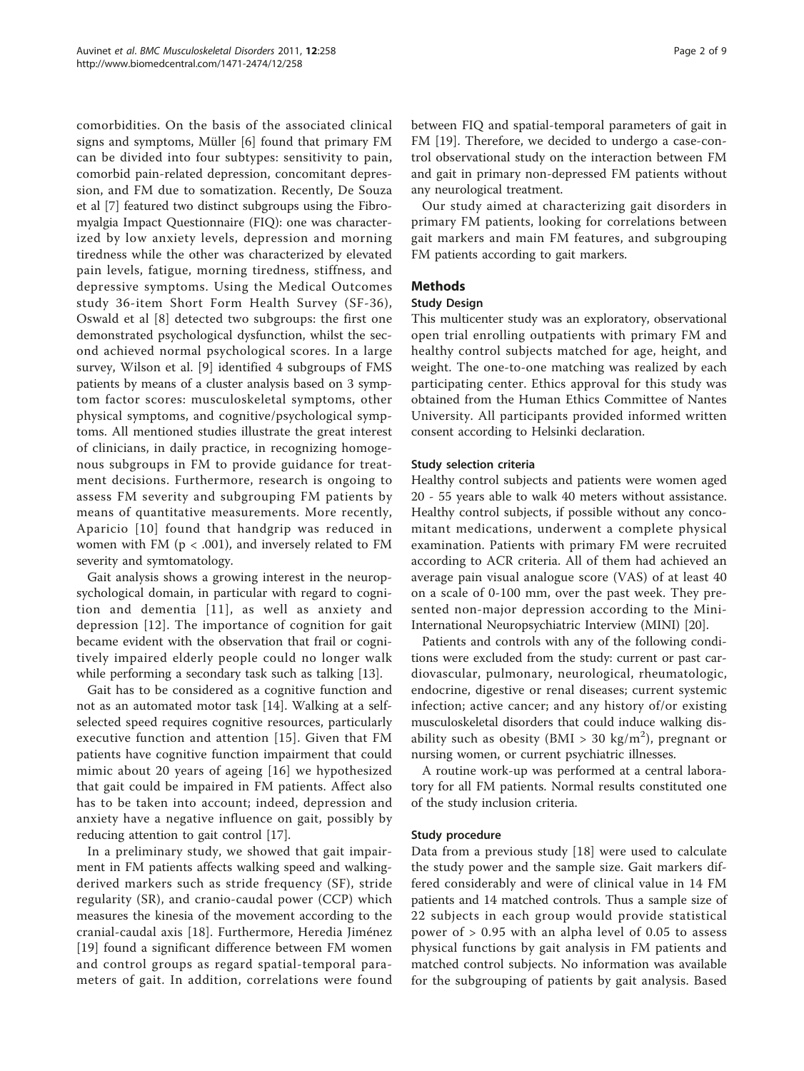comorbidities. On the basis of the associated clinical signs and symptoms, Müller [6] found that primary FM can be divided into four subtypes: sensitivity to pain, comorbid pain-related depression, concomitant depression, and FM due to somatization. Recently, De Souza et al [7] featured two distinct subgroups using the Fibromyalgia Impact Questionnaire (FIQ): one was characterized by low anxiety levels, depression and morning tiredness while the other was characterized by elevated pain levels, fatigue, morning tiredness, stiffness, and depressive symptoms. Using the Medical Outcomes study 36-item Short Form Health Survey (SF-36), Oswald et al [8] detected two subgroups: the first one demonstrated psychological dysfunction, whilst the second achieved normal psychological scores. In a large survey, Wilson et al. [9] identified 4 subgroups of FMS patients by means of a cluster analysis based on 3 symptom factor scores: musculoskeletal symptoms, other physical symptoms, and cognitive/psychological symptoms. All mentioned studies illustrate the great interest of clinicians, in daily practice, in recognizing homogenous subgroups in FM to provide guidance for treatment decisions. Furthermore, research is ongoing to assess FM severity and subgrouping FM patients by means of quantitative measurements. More recently, Aparicio [10] found that handgrip was reduced in women with FM ($p < .001$), and inversely related to FM severity and symtomatology.

Gait analysis shows a growing interest in the neuropsychological domain, in particular with regard to cognition and dementia [11], as well as anxiety and depression [12]. The importance of cognition for gait became evident with the observation that frail or cognitively impaired elderly people could no longer walk while performing a secondary task such as talking [13].

Gait has to be considered as a cognitive function and not as an automated motor task [14]. Walking at a self-selected speed requires cognitive resources, particularly executive function and attention [15]. Given that FM patients have cognitive function impairment that could mimic about 20 years of ageing [16] we hypothesized that gait could be impaired in FM patients. Affect also has to be taken into account; indeed, depression and anxiety have a negative influence on gait, possibly by reducing attention to gait control [17].

In a preliminary study, we showed that gait impairment in FM patients affects walking speed and walking-derived markers such as stride frequency (SF), stride regularity (SR), and cranio-caudal power (CCP) which measures the kinesia of the movement according to the cranial-caudal axis [18]. Furthermore, Heredia Jiménez [19] found a significant difference between FM women and control groups as regard spatial-temporal parameters of gait. In addition, correlations were found between FIQ and spatial-temporal parameters of gait in FM [19]. Therefore, we decided to undergo a case-control observational study on the interaction between FM and gait in primary non-depressed FM patients without any neurological treatment.

Our study aimed at characterizing gait disorders in primary FM patients, looking for correlations between gait markers and main FM features, and subgrouping FM patients according to gait markers.

## Methods

### Study Design

This multicenter study was an exploratory, observational open trial enrolling outpatients with primary FM and healthy control subjects matched for age, height, and weight. The one-to-one matching was realized by each participating center. Ethics approval for this study was obtained from the Human Ethics Committee of Nantes University. All participants provided informed written consent according to Helsinki declaration.

#### Study selection criteria

Healthy control subjects and patients were women aged 20 - 55 years able to walk 40 meters without assistance. Healthy control subjects, if possible without any concomitant medications, underwent a complete physical examination. Patients with primary FM were recruited according to ACR criteria. All of them had achieved an average pain visual analogue score (VAS) of at least 40 on a scale of 0-100 mm, over the past week. They presented non-major depression according to the Mini-International Neuropsychiatric Interview (MINI) [20].

Patients and controls with any of the following conditions were excluded from the study: current or past cardiovascular, pulmonary, neurological, rheumatologic, endocrine, digestive or renal diseases; current systemic infection; active cancer; and any history of/or existing musculoskeletal disorders that could induce walking disability such as obesity (BMI > 30 kg/m$^2$), pregnant or nursing women, or current psychiatric illnesses.

A routine work-up was performed at a central laboratory for all FM patients. Normal results constituted one of the study inclusion criteria.

#### Study procedure

Data from a previous study [18] were used to calculate the study power and the sample size. Gait markers differed considerably and were of clinical value in 14 FM patients and 14 matched controls. Thus a sample size of 22 subjects in each group would provide statistical power of > 0.95 with an alpha level of 0.05 to assess physical functions by gait analysis in FM patients and matched control subjects. No information was available for the subgrouping of patients by gait analysis. Based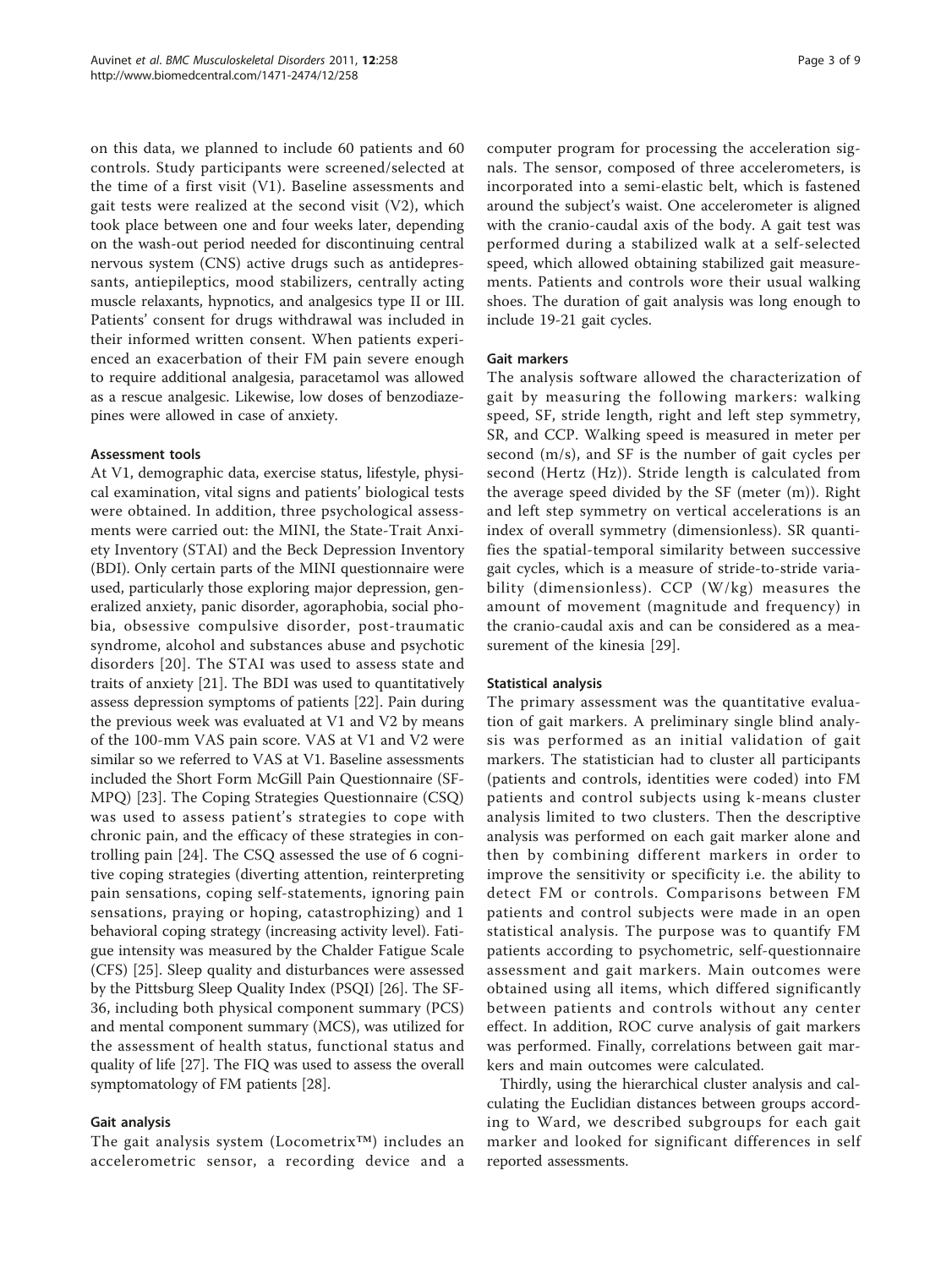on this data, we planned to include 60 patients and 60 controls. Study participants were screened/selected at the time of a first visit (V1). Baseline assessments and gait tests were realized at the second visit (V2), which took place between one and four weeks later, depending on the wash-out period needed for discontinuing central nervous system (CNS) active drugs such as antidepressants, antiepileptics, mood stabilizers, centrally acting muscle relaxants, hypnotics, and analgesics type II or III. Patients' consent for drugs withdrawal was included in their informed written consent. When patients experienced an exacerbation of their FM pain severe enough to require additional analgesia, paracetamol was allowed as a rescue analgesic. Likewise, low doses of benzodiazepines were allowed in case of anxiety.

### Assessment tools

At V1, demographic data, exercise status, lifestyle, physical examination, vital signs and patients' biological tests were obtained. In addition, three psychological assessments were carried out: the MINI, the State-Trait Anxiety Inventory (STAI) and the Beck Depression Inventory (BDI). Only certain parts of the MINI questionnaire were used, particularly those exploring major depression, generalized anxiety, panic disorder, agoraphobia, social phobia, obsessive compulsive disorder, post-traumatic syndrome, alcohol and substances abuse and psychotic disorders [20]. The STAI was used to assess state and traits of anxiety [21]. The BDI was used to quantitatively assess depression symptoms of patients [22]. Pain during the previous week was evaluated at V1 and V2 by means of the 100-mm VAS pain score. VAS at V1 and V2 were similar so we referred to VAS at V1. Baseline assessments included the Short Form McGill Pain Questionnaire (SF-MPQ) [23]. The Coping Strategies Questionnaire (CSQ) was used to assess patient's strategies to cope with chronic pain, and the efficacy of these strategies in controlling pain [24]. The CSQ assessed the use of 6 cognitive coping strategies (diverting attention, reinterpreting pain sensations, coping self-statements, ignoring pain sensations, praying or hoping, catastrophizing) and 1 behavioral coping strategy (increasing activity level). Fatigue intensity was measured by the Chalder Fatigue Scale (CFS) [25]. Sleep quality and disturbances were assessed by the Pittsburg Sleep Quality Index (PSQI) [26]. The SF-36, including both physical component summary (PCS) and mental component summary (MCS), was utilized for the assessment of health status, functional status and quality of life [27]. The FIQ was used to assess the overall symptomatology of FM patients [28].

### Gait analysis

The gait analysis system (Locometrix™) includes an accelerometric sensor, a recording device and a computer program for processing the acceleration signals. The sensor, composed of three accelerometers, is incorporated into a semi-elastic belt, which is fastened around the subject's waist. One accelerometer is aligned with the cranio-caudal axis of the body. A gait test was performed during a stabilized walk at a self-selected speed, which allowed obtaining stabilized gait measurements. Patients and controls wore their usual walking shoes. The duration of gait analysis was long enough to include 19-21 gait cycles.

### Gait markers

The analysis software allowed the characterization of gait by measuring the following markers: walking speed, SF, stride length, right and left step symmetry, SR, and CCP. Walking speed is measured in meter per second (m/s), and SF is the number of gait cycles per second (Hertz (Hz)). Stride length is calculated from the average speed divided by the SF (meter (m)). Right and left step symmetry on vertical accelerations is an index of overall symmetry (dimensionless). SR quantifies the spatial-temporal similarity between successive gait cycles, which is a measure of stride-to-stride variability (dimensionless). CCP (W/kg) measures the amount of movement (magnitude and frequency) in the cranio-caudal axis and can be considered as a measurement of the kinesia [29].

### Statistical analysis

The primary assessment was the quantitative evaluation of gait markers. A preliminary single blind analysis was performed as an initial validation of gait markers. The statistician had to cluster all participants (patients and controls, identities were coded) into FM patients and control subjects using k-means cluster analysis limited to two clusters. Then the descriptive analysis was performed on each gait marker alone and then by combining different markers in order to improve the sensitivity or specificity i.e. the ability to detect FM or controls. Comparisons between FM patients and control subjects were made in an open statistical analysis. The purpose was to quantify FM patients according to psychometric, self-questionnaire assessment and gait markers. Main outcomes were obtained using all items, which differed significantly between patients and controls without any center effect. In addition, ROC curve analysis of gait markers was performed. Finally, correlations between gait markers and main outcomes were calculated.

Thirdly, using the hierarchical cluster analysis and calculating the Euclidian distances between groups according to Ward, we described subgroups for each gait marker and looked for significant differences in self reported assessments.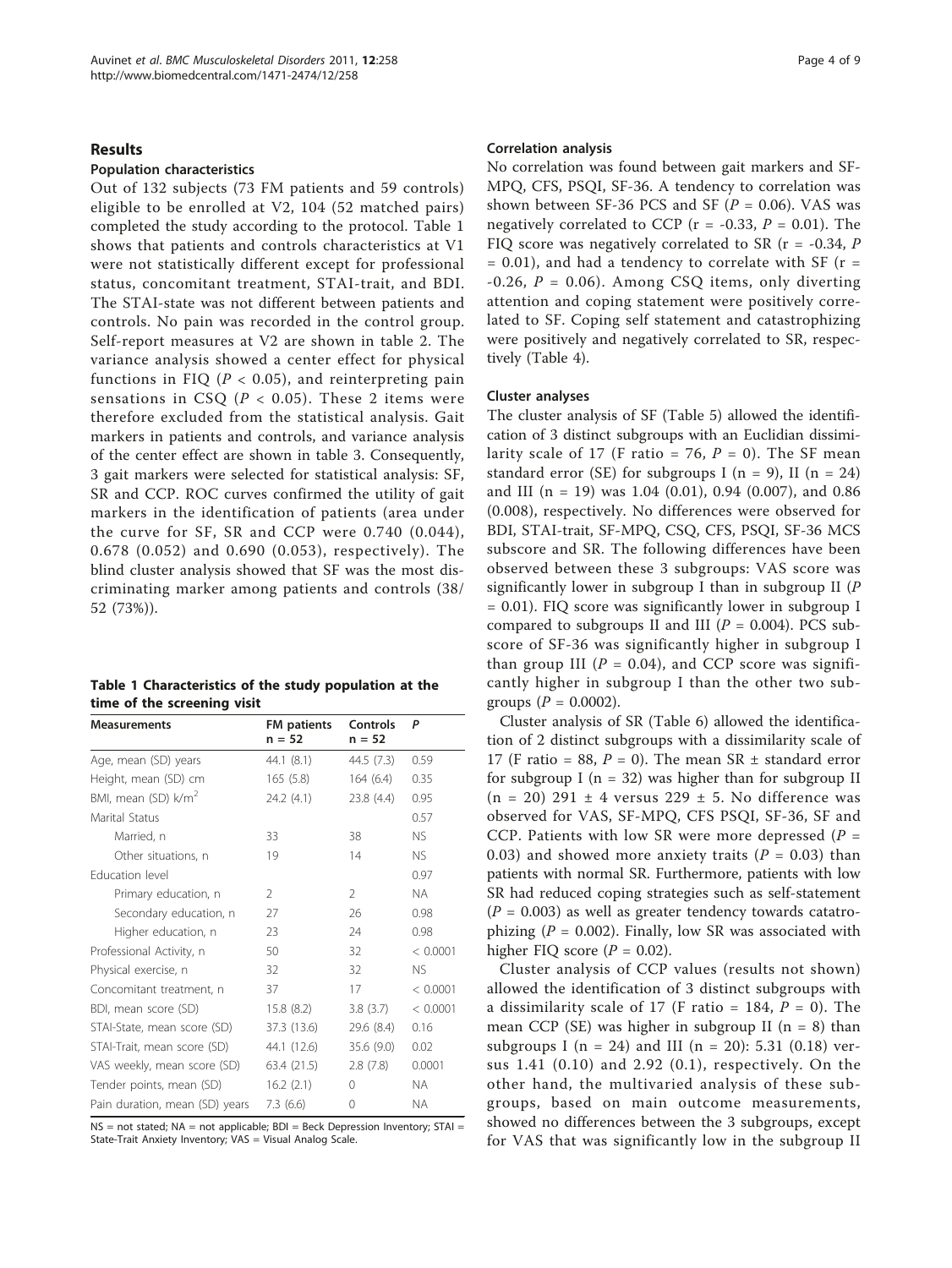## Results

### Population characteristics

Out of 132 subjects (73 FM patients and 59 controls) eligible to be enrolled at V2, 104 (52 matched pairs) completed the study according to the protocol. Table 1 shows that patients and controls characteristics at V1 were not statistically different except for professional status, concomitant treatment, STAI-trait, and BDI. The STAI-state was not different between patients and controls. No pain was recorded in the control group. Self-report measures at V2 are shown in table 2. The variance analysis showed a center effect for physical functions in FIQ ($P < 0.05$), and reinterpreting pain sensations in CSQ ($P < 0.05$). These 2 items were therefore excluded from the statistical analysis. Gait markers in patients and controls, and variance analysis of the center effect are shown in table 3. Consequently, 3 gait markers were selected for statistical analysis: SF, SR and CCP. ROC curves confirmed the utility of gait markers in the identification of patients (area under the curve for SF, SR and CCP were 0.740 (0.044), 0.678 (0.052) and 0.690 (0.053), respectively). The blind cluster analysis showed that SF was the most discriminating marker among patients and controls (38/52 (73%)).

**Table 1 Characteristics of the study population at the time of the screening visit**

| Measurements | FM patients n = 52 | Controls n = 52 | P |
|---|---|---|---|
| Age, mean (SD) years | 44.1 (8.1) | 44.5 (7.3) | 0.59 |
| Height, mean (SD) cm | 165 (5.8) | 164 (6.4) | 0.35 |
| BMI, mean (SD) k/m$^2$ | 24.2 (4.1) | 23.8 (4.4) | 0.95 |
| Marital Status | | | 0.57 |
| Married, n | 33 | 38 | NS |
| Other situations, n | 19 | 14 | NS |
| Education level | | | 0.97 |
| Primary education, n | 2 | 2 | NA |
| Secondary education, n | 27 | 26 | 0.98 |
| Higher education, n | 23 | 24 | 0.98 |
| Professional Activity, n | 50 | 32 | < 0.0001 |
| Physical exercise, n | 32 | 32 | NS |
| Concomitant treatment, n | 37 | 17 | < 0.0001 |
| BDI, mean score (SD) | 15.8 (8.2) | 3.8 (3.7) | < 0.0001 |
| STAI-State, mean score (SD) | 37.3 (13.6) | 29.6 (8.4) | 0.16 |
| STAI-Trait, mean score (SD) | 44.1 (12.6) | 35.6 (9.0) | 0.02 |
| VAS weekly, mean score (SD) | 63.4 (21.5) | 2.8 (7.8) | 0.0001 |
| Tender points, mean (SD) | 16.2 (2.1) | 0 | NA |
| Pain duration, mean (SD) years | 7.3 (6.6) | 0 | NA |

NS = not stated; NA = not applicable; BDI = Beck Depression Inventory; STAI = State-Trait Anxiety Inventory; VAS = Visual Analog Scale.

### Correlation analysis

No correlation was found between gait markers and SF-MPQ, CFS, PSQI, SF-36. A tendency to correlation was shown between SF-36 PCS and SF ($P = 0.06$). VAS was negatively correlated to CCP ($r = -0.33$, $P = 0.01$). The FIQ score was negatively correlated to SR ($r = -0.34$, $P = 0.01$), and had a tendency to correlate with SF ($r = -0.26$, $P = 0.06$). Among CSQ items, only diverting attention and coping statement were positively correlated to SF. Coping self statement and catastrophizing were positively and negatively correlated to SR, respectively (Table 4).

### Cluster analyses

The cluster analysis of SF (Table 5) allowed the identification of 3 distinct subgroups with an Euclidian dissimilarity scale of 17 (F ratio = 76, $P = 0$). The SF mean standard error (SE) for subgroups I (n = 9), II (n = 24) and III (n = 19) was 1.04 (0.01), 0.94 (0.007), and 0.86 (0.008), respectively. No differences were observed for BDI, STAI-trait, SF-MPQ, CSQ, CFS, PSQI, SF-36 MCS subscore and SR. The following differences have been observed between these 3 subgroups: VAS score was significantly lower in subgroup I than in subgroup II ($P = 0.01$). FIQ score was significantly lower in subgroup I compared to subgroups II and III ($P = 0.004$). PCS subscore of SF-36 was significantly higher in subgroup I than group III ($P = 0.04$), and CCP score was significantly higher in subgroup I than the other two subgroups ($P = 0.0002$).

Cluster analysis of SR (Table 6) allowed the identification of 2 distinct subgroups with a dissimilarity scale of 17 (F ratio = 88, $P = 0$). The mean SR ± standard error for subgroup I (n = 32) was higher than for subgroup II (n = 20) 291 ± 4 versus 229 ± 5. No difference was observed for VAS, SF-MPQ, CFS PSQI, SF-36, SF and CCP. Patients with low SR were more depressed ($P = 0.03$) and showed more anxiety traits ($P = 0.03$) than patients with normal SR. Furthermore, patients with low SR had reduced coping strategies such as self-statement ($P = 0.003$) as well as greater tendency towards catatrophizing ($P = 0.002$). Finally, low SR was associated with higher FIQ score ($P = 0.02$).

Cluster analysis of CCP values (results not shown) allowed the identification of 3 distinct subgroups with a dissimilarity scale of 17 (F ratio = 184, $P = 0$). The mean CCP (SE) was higher in subgroup II (n = 8) than subgroups I (n = 24) and III (n = 20): 5.31 (0.18) versus 1.41 (0.10) and 2.92 (0.1), respectively. On the other hand, the multivaried analysis of these subgroups, based on main outcome measurements, showed no differences between the 3 subgroups, except for VAS that was significantly low in the subgroup II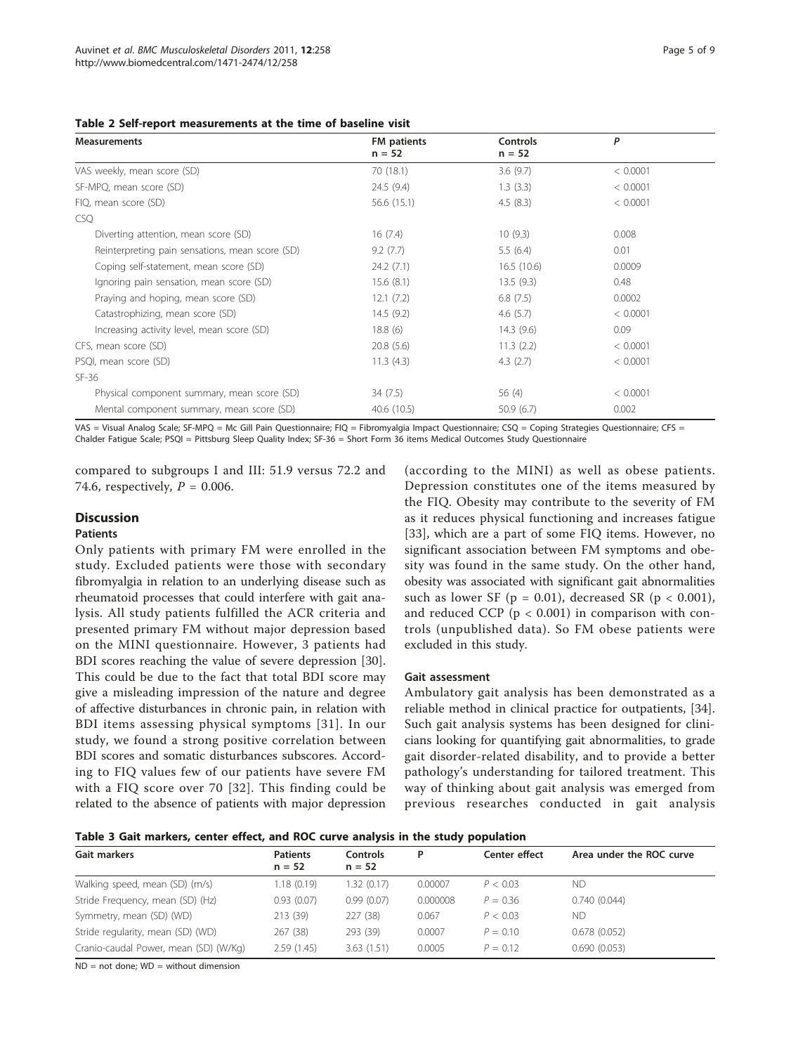**Table 2 Self-report measurements at the time of baseline visit**

| Measurements | FM patients n = 52 | Controls n = 52 | *P* |
|---|---|---|---|
| VAS weekly, mean score (SD) | 70 (18.1) | 3.6 (9.7) | < 0.0001 |
| SF-MPQ, mean score (SD) | 24.5 (9.4) | 1.3 (3.3) | < 0.0001 |
| FIQ, mean score (SD) | 56.6 (15.1) | 4.5 (8.3) | < 0.0001 |
| CSQ | | | |
| Diverting attention, mean score (SD) | 16 (7.4) | 10 (9.3) | 0.008 |
| Reinterpreting pain sensations, mean score (SD) | 9.2 (7.7) | 5.5 (6.4) | 0.01 |
| Coping self-statement, mean score (SD) | 24.2 (7.1) | 16.5 (10.6) | 0.0009 |
| Ignoring pain sensation, mean score (SD) | 15.6 (8.1) | 13.5 (9.3) | 0.48 |
| Praying and hoping, mean score (SD) | 12.1 (7.2) | 6.8 (7.5) | 0.0002 |
| Catastrophizing, mean score (SD) | 14.5 (9.2) | 4.6 (5.7) | < 0.0001 |
| Increasing activity level, mean score (SD) | 18.8 (6) | 14.3 (9.6) | 0.09 |
| CFS, mean score (SD) | 20.8 (5.6) | 11.3 (2.2) | < 0.0001 |
| PSQI, mean score (SD) | 11.3 (4.3) | 4.3 (2.7) | < 0.0001 |
| SF-36 | | | |
| Physical component summary, mean score (SD) | 34 (7.5) | 56 (4) | < 0.0001 |
| Mental component summary, mean score (SD) | 40.6 (10.5) | 50.9 (6.7) | 0.002 |

VAS = Visual Analog Scale; SF-MPQ = Mc Gill Pain Questionnaire; FIQ = Fibromyalgia Impact Questionnaire; CSQ = Coping Strategies Questionnaire; CFS = Chalder Fatigue Scale; PSQI = Pittsburg Sleep Quality Index; SF-36 = Short Form 36 items Medical Outcomes Study Questionnaire

compared to subgroups I and III: 51.9 versus 72.2 and 74.6, respectively, $P = 0.006$.

## Discussion

### Patients

Only patients with primary FM were enrolled in the study. Excluded patients were those with secondary fibromyalgia in relation to an underlying disease such as rheumatoid processes that could interfere with gait analysis. All study patients fulfilled the ACR criteria and presented primary FM without major depression based on the MINI questionnaire. However, 3 patients had BDI scores reaching the value of severe depression [30]. This could be due to the fact that total BDI score may give a misleading impression of the nature and degree of affective disturbances in chronic pain, in relation with BDI items assessing physical symptoms [31]. In our study, we found a strong positive correlation between BDI scores and somatic disturbances subscores. According to FIQ values few of our patients have severe FM with a FIQ score over 70 [32]. This finding could be related to the absence of patients with major depression (according to the MINI) as well as obese patients. Depression constitutes one of the items measured by the FIQ. Obesity may contribute to the severity of FM as it reduces physical functioning and increases fatigue [33], which are a part of some FIQ items. However, no significant association between FM symptoms and obesity was found in the same study. On the other hand, obesity was associated with significant gait abnormalities such as lower SF ($p = 0.01$), decreased SR ($p < 0.001$), and reduced CCP ($p < 0.001$) in comparison with controls (unpublished data). So FM obese patients were excluded in this study.

### Gait assessment

Ambulatory gait analysis has been demonstrated as a reliable method in clinical practice for outpatients, [34]. Such gait analysis systems has been designed for clinicians looking for quantifying gait abnormalities, to grade gait disorder-related disability, and to provide a better pathology's understanding for tailored treatment. This way of thinking about gait analysis was emerged from previous researches conducted in gait analysis

**Table 3 Gait markers, center effect, and ROC curve analysis in the study population**

| Gait markers | Patients n = 52 | Controls n = 52 | P | Center effect | Area under the ROC curve |
|---|---|---|---|---|---|
| Walking speed, mean (SD) (m/s) | 1.18 (0.19) | 1.32 (0.17) | 0.00007 | $P < 0.03$ | ND |
| Stride Frequency, mean (SD) (Hz) | 0.93 (0.07) | 0.99 (0.07) | 0.000008 | $P = 0.36$ | 0.740 (0.044) |
| Symmetry, mean (SD) (WD) | 213 (39) | 227 (38) | 0.067 | $P < 0.03$ | ND |
| Stride regularity, mean (SD) (WD) | 267 (38) | 293 (39) | 0.0007 | $P = 0.10$ | 0.678 (0.052) |
| Cranio-caudal Power, mean (SD) (W/Kg) | 2.59 (1.45) | 3.63 (1.51) | 0.0005 | $P = 0.12$ | 0.690 (0.053) |

ND = not done; WD = without dimension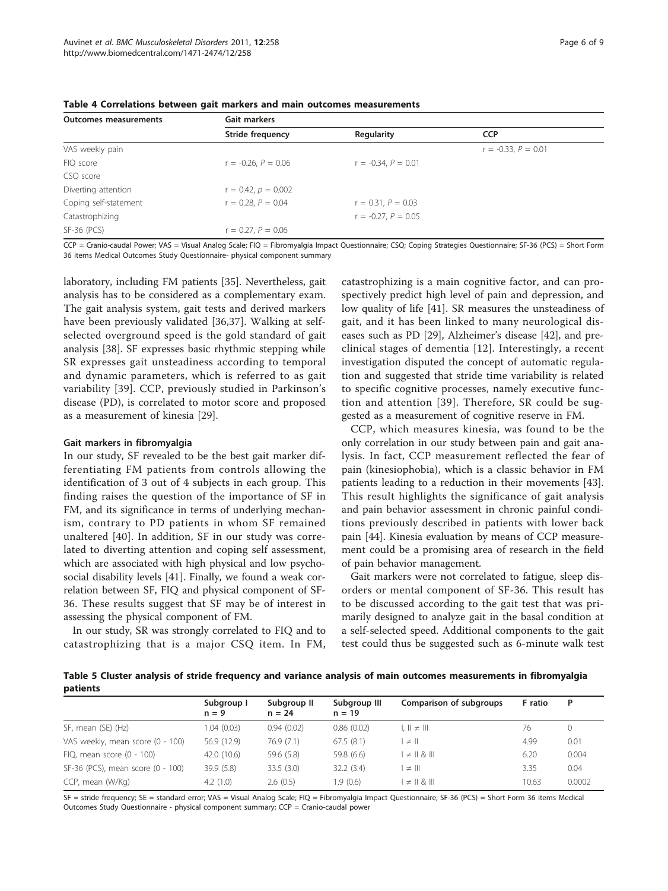**Table 4 Correlations between gait markers and main outcomes measurements**

| Outcomes measurements | Gait markers | | |
|---|---|---|---|
| | Stride frequency | Regularity | CCP |
| VAS weekly pain | | | $r = -0.33$, $P = 0.01$ |
| FIQ score | $r = -0.26$, $P = 0.06$ | $r = -0.34$, $P = 0.01$ | |
| CSQ score | | | |
| Diverting attention | $r = 0.42$, $p = 0.002$ | | |
| Coping self-statement | $r = 0.28$, $P = 0.04$ | $r = 0.31$, $P = 0.03$ | |
| Catastrophizing | | $r = -0.27$, $P = 0.05$ | |
| SF-36 (PCS) | $r = 0.27$, $P = 0.06$ | | |

CCP = Cranio-caudal Power; VAS = Visual Analog Scale; FIQ = Fibromyalgia Impact Questionnaire; CSQ; Coping Strategies Questionnaire; SF-36 (PCS) = Short Form 36 items Medical Outcomes Study Questionnaire- physical component summary

laboratory, including FM patients [35]. Nevertheless, gait analysis has to be considered as a complementary exam. The gait analysis system, gait tests and derived markers have been previously validated [36,37]. Walking at self-selected overground speed is the gold standard of gait analysis [38]. SF expresses basic rhythmic stepping while SR expresses gait unsteadiness according to temporal and dynamic parameters, which is referred to as gait variability [39]. CCP, previously studied in Parkinson's disease (PD), is correlated to motor score and proposed as a measurement of kinesia [29].

#### Gait markers in fibromyalgia

In our study, SF revealed to be the best gait marker differentiating FM patients from controls allowing the identification of 3 out of 4 subjects in each group. This finding raises the question of the importance of SF in FM, and its significance in terms of underlying mechanism, contrary to PD patients in whom SF remained unaltered [40]. In addition, SF in our study was correlated to diverting attention and coping self assessment, which are associated with high physical and low psychosocial disability levels [41]. Finally, we found a weak correlation between SF, FIQ and physical component of SF-36. These results suggest that SF may be of interest in assessing the physical component of FM.

In our study, SR was strongly correlated to FIQ and to catastrophizing that is a major CSQ item. In FM, catastrophizing is a main cognitive factor, and can prospectively predict high level of pain and depression, and low quality of life [41]. SR measures the unsteadiness of gait, and it has been linked to many neurological diseases such as PD [29], Alzheimer's disease [42], and preclinical stages of dementia [12]. Interestingly, a recent investigation disputed the concept of automatic regulation and suggested that stride time variability is related to specific cognitive processes, namely executive function and attention [39]. Therefore, SR could be suggested as a measurement of cognitive reserve in FM.

CCP, which measures kinesia, was found to be the only correlation in our study between pain and gait analysis. In fact, CCP measurement reflected the fear of pain (kinesiophobia), which is a classic behavior in FM patients leading to a reduction in their movements [43]. This result highlights the significance of gait analysis and pain behavior assessment in chronic painful conditions previously described in patients with lower back pain [44]. Kinesia evaluation by means of CCP measurement could be a promising area of research in the field of pain behavior management.

Gait markers were not correlated to fatigue, sleep disorders or mental component of SF-36. This result has to be discussed according to the gait test that was primarily designed to analyze gait in the basal condition at a self-selected speed. Additional components to the gait test could thus be suggested such as 6-minute walk test

**Table 5 Cluster analysis of stride frequency and variance analysis of main outcomes measurements in fibromyalgia patients**

| | Subgroup I n = 9 | Subgroup II n = 24 | Subgroup III n = 19 | Comparison of subgroups | F ratio | P |
|---|---|---|---|---|---|---|
| SF, mean (SE) (Hz) | 1.04 (0.03) | 0.94 (0.02) | 0.86 (0.02) | I, II ≠ III | 76 | 0 |
| VAS weekly, mean score (0 - 100) | 56.9 (12.9) | 76.9 (7.1) | 67.5 (8.1) | I ≠ II | 4.99 | 0.01 |
| FIQ, mean score (0 - 100) | 42.0 (10.6) | 59.6 (5.8) | 59.8 (6.6) | I ≠ II & III | 6.20 | 0.004 |
| SF-36 (PCS), mean score (0 - 100) | 39.9 (5.8) | 33.5 (3.0) | 32.2 (3.4) | I ≠ III | 3.35 | 0.04 |
| CCP, mean (W/Kg) | 4.2 (1.0) | 2.6 (0.5) | 1.9 (0.6) | I ≠ II & III | 10.63 | 0.0002 |

SF = stride frequency; SE = standard error; VAS = Visual Analog Scale; FIQ = Fibromyalgia Impact Questionnaire; SF-36 (PCS) = Short Form 36 items Medical Outcomes Study Questionnaire - physical component summary; CCP = Cranio-caudal power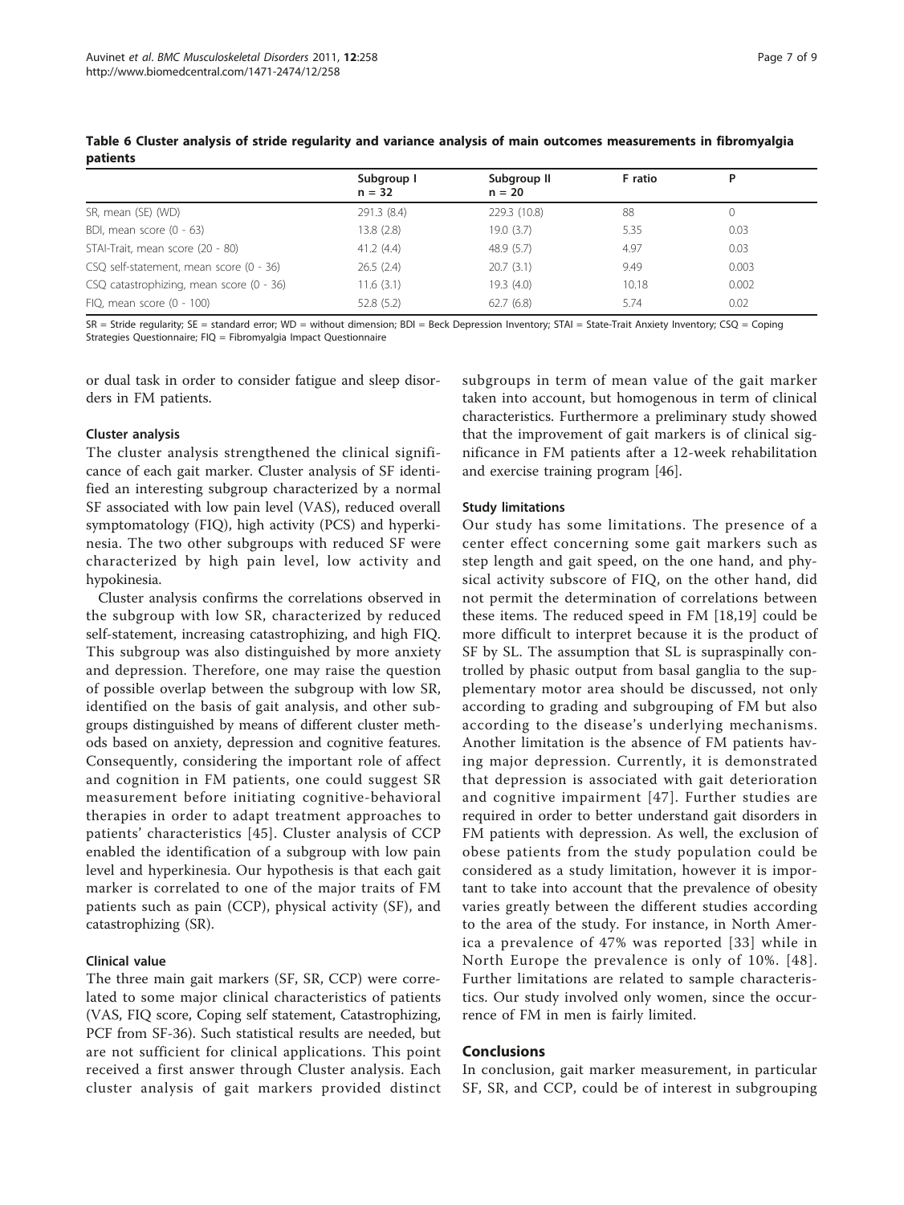**Table 6 Cluster analysis of stride regularity and variance analysis of main outcomes measurements in fibromyalgia patients**

| | Subgroup I n = 32 | Subgroup II n = 20 | F ratio | P |
|---|---|---|---|---|
| SR, mean (SE) (WD) | 291.3 (8.4) | 229.3 (10.8) | 88 | 0 |
| BDI, mean score (0 - 63) | 13.8 (2.8) | 19.0 (3.7) | 5.35 | 0.03 |
| STAI-Trait, mean score (20 - 80) | 41.2 (4.4) | 48.9 (5.7) | 4.97 | 0.03 |
| CSQ self-statement, mean score (0 - 36) | 26.5 (2.4) | 20.7 (3.1) | 9.49 | 0.003 |
| CSQ catastrophizing, mean score (0 - 36) | 11.6 (3.1) | 19.3 (4.0) | 10.18 | 0.002 |
| FIQ, mean score (0 - 100) | 52.8 (5.2) | 62.7 (6.8) | 5.74 | 0.02 |

SR = Stride regularity; SE = standard error; WD = without dimension; BDI = Beck Depression Inventory; STAI = State-Trait Anxiety Inventory; CSQ = Coping Strategies Questionnaire; FIQ = Fibromyalgia Impact Questionnaire

or dual task in order to consider fatigue and sleep disorders in FM patients.

### Cluster analysis

The cluster analysis strengthened the clinical significance of each gait marker. Cluster analysis of SF identified an interesting subgroup characterized by a normal SF associated with low pain level (VAS), reduced overall symptomatology (FIQ), high activity (PCS) and hyperkinesia. The two other subgroups with reduced SF were characterized by high pain level, low activity and hypokinesia.

Cluster analysis confirms the correlations observed in the subgroup with low SR, characterized by reduced self-statement, increasing catastrophizing, and high FIQ. This subgroup was also distinguished by more anxiety and depression. Therefore, one may raise the question of possible overlap between the subgroup with low SR, identified on the basis of gait analysis, and other subgroups distinguished by means of different cluster methods based on anxiety, depression and cognitive features. Consequently, considering the important role of affect and cognition in FM patients, one could suggest SR measurement before initiating cognitive-behavioral therapies in order to adapt treatment approaches to patients' characteristics [45]. Cluster analysis of CCP enabled the identification of a subgroup with low pain level and hyperkinesia. Our hypothesis is that each gait marker is correlated to one of the major traits of FM patients such as pain (CCP), physical activity (SF), and catastrophizing (SR).

### Clinical value

The three main gait markers (SF, SR, CCP) were correlated to some major clinical characteristics of patients (VAS, FIQ score, Coping self statement, Catastrophizing, PCF from SF-36). Such statistical results are needed, but are not sufficient for clinical applications. This point received a first answer through Cluster analysis. Each cluster analysis of gait markers provided distinct subgroups in term of mean value of the gait marker taken into account, but homogenous in term of clinical characteristics. Furthermore a preliminary study showed that the improvement of gait markers is of clinical significance in FM patients after a 12-week rehabilitation and exercise training program [46].

### Study limitations

Our study has some limitations. The presence of a center effect concerning some gait markers such as step length and gait speed, on the one hand, and physical activity subscore of FIQ, on the other hand, did not permit the determination of correlations between these items. The reduced speed in FM [18,19] could be more difficult to interpret because it is the product of SF by SL. The assumption that SL is supraspinally controlled by phasic output from basal ganglia to the supplementary motor area should be discussed, not only according to grading and subgrouping of FM but also according to the disease's underlying mechanisms. Another limitation is the absence of FM patients having major depression. Currently, it is demonstrated that depression is associated with gait deterioration and cognitive impairment [47]. Further studies are required in order to better understand gait disorders in FM patients with depression. As well, the exclusion of obese patients from the study population could be considered as a study limitation, however it is important to take into account that the prevalence of obesity varies greatly between the different studies according to the area of the study. For instance, in North America a prevalence of 47% was reported [33] while in North Europe the prevalence is only of 10%. [48]. Further limitations are related to sample characteristics. Our study involved only women, since the occurrence of FM in men is fairly limited.

## Conclusions

In conclusion, gait marker measurement, in particular SF, SR, and CCP, could be of interest in subgrouping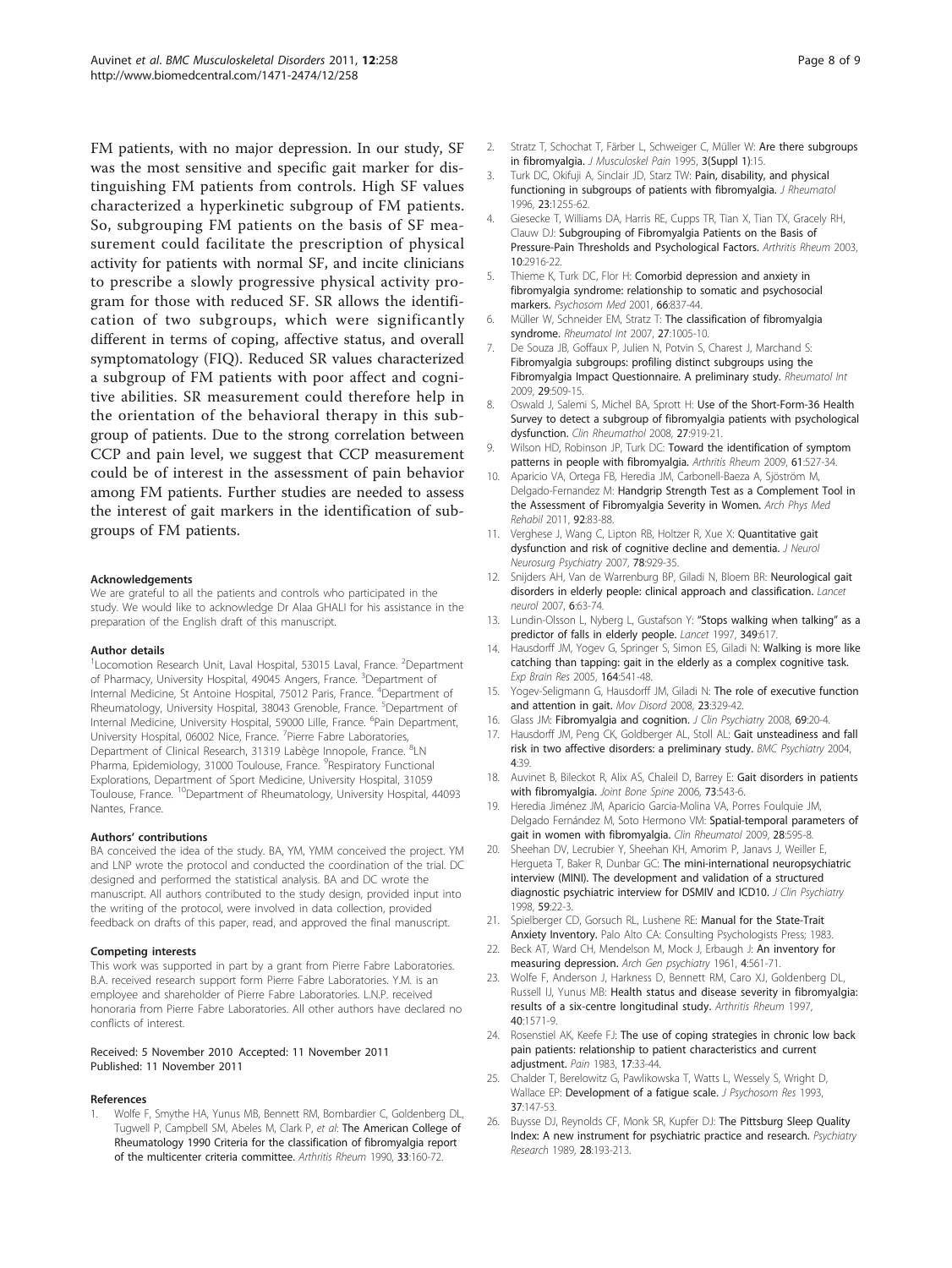FM patients, with no major depression. In our study, SF was the most sensitive and specific gait marker for distinguishing FM patients from controls. High SF values characterized a hyperkinetic subgroup of FM patients. So, subgrouping FM patients on the basis of SF measurement could facilitate the prescription of physical activity for patients with normal SF, and incite clinicians to prescribe a slowly progressive physical activity program for those with reduced SF. SR allows the identification of two subgroups, which were significantly different in terms of coping, affective status, and overall symptomatology (FIQ). Reduced SR values characterized a subgroup of FM patients with poor affect and cognitive abilities. SR measurement could therefore help in the orientation of the behavioral therapy in this subgroup of patients. Due to the strong correlation between CCP and pain level, we suggest that CCP measurement could be of interest in the assessment of pain behavior among FM patients. Further studies are needed to assess the interest of gait markers in the identification of subgroups of FM patients.

#### Acknowledgements

We are grateful to all the patients and controls who participated in the study. We would like to acknowledge Dr Alaa GHALI for his assistance in the preparation of the English draft of this manuscript.

#### Author details

[1]Locomotion Research Unit, Laval Hospital, 53015 Laval, France. [2]Department of Pharmacy, University Hospital, 49045 Angers, France. [3]Department of Internal Medicine, St Antoine Hospital, 75012 Paris, France. [4]Department of Rheumatology, University Hospital, 38043 Grenoble, France. [5]Department of Internal Medicine, University Hospital, 59000 Lille, France. [6]Pain Department, University Hospital, 06002 Nice, France. [7]Pierre Fabre Laboratories, Department of Clinical Research, 31319 Labège Innopole, France. [8]LN Pharma, Epidemiology, 31000 Toulouse, France. [9]Respiratory Functional Explorations, Department of Sport Medicine, University Hospital, 31059 Toulouse, France. [10]Department of Rheumatology, University Hospital, 44093 Nantes, France.

#### Authors' contributions

BA conceived the idea of the study. BA, YM, YMM conceived the project. YM and LNP wrote the protocol and conducted the coordination of the trial. DC designed and performed the statistical analysis. BA and DC wrote the manuscript. All authors contributed to the study design, provided input into the writing of the protocol, were involved in data collection, provided feedback on drafts of this paper, read, and approved the final manuscript.

#### Competing interests

This work was supported in part by a grant from Pierre Fabre Laboratories. B.A. received research support form Pierre Fabre Laboratories. Y.M. is an employee and shareholder of Pierre Fabre Laboratories. L.N.P. received honoraria from Pierre Fabre Laboratories. All other authors have declared no conflicts of interest.

Received: 5 November 2010 Accepted: 11 November 2011
Published: 11 November 2011

#### References

1. Wolfe F, Smythe HA, Yunus MB, Bennett RM, Bombardier C, Goldenberg DL, Tugwell P, Campbell SM, Abeles M, Clark P, *et al*: **The American College of Rheumatology 1990 Criteria for the classification of fibromyalgia report of the multicenter criteria committee.** *Arthritis Rheum* 1990, **33**:160-72.
2. Stratz T, Schochat T, Färber L, Schweiger C, Müller W: **Are there subgroups in fibromyalgia.** *J Musculoskel Pain* 1995, **3(Suppl 1)**:15.
3. Turk DC, Okifuji A, Sinclair JD, Starz TW: **Pain, disability, and physical functioning in subgroups of patients with fibromyalgia.** *J Rheumatol* 1996, **23**:1255-62.
4. Giesecke T, Williams DA, Harris RE, Cupps TR, Tian X, Tian TX, Gracely RH, Clauw DJ: **Subgrouping of Fibromyalgia Patients on the Basis of Pressure-Pain Thresholds and Psychological Factors.** *Arthritis Rheum* 2003, **10**:2916-22.
5. Thieme K, Turk DC, Flor H: **Comorbid depression and anxiety in fibromyalgia syndrome: relationship to somatic and psychosocial markers.** *Psychosom Med* 2001, **66**:837-44.
6. Müller W, Schneider EM, Stratz T: **The classification of fibromyalgia syndrome.** *Rheumatol Int* 2007, **27**:1005-10.
7. De Souza JB, Goffaux P, Julien N, Potvin S, Charest J, Marchand S: **Fibromyalgia subgroups: profiling distinct subgroups using the Fibromyalgia Impact Questionnaire. A preliminary study.** *Rheumatol Int* 2009, **29**:509-15.
8. Oswald J, Salemi S, Michel BA, Sprott H: **Use of the Short-Form-36 Health Survey to detect a subgroup of fibromyalgia patients with psychological dysfunction.** *Clin Rheumathol* 2008, **27**:919-21.
9. Wilson HD, Robinson JP, Turk DC: **Toward the identification of symptom patterns in people with fibromyalgia.** *Arthritis Rheum* 2009, **61**:527-34.
10. Aparicio VA, Ortega FB, Heredia JM, Carbonell-Baeza A, Sjöström M, Delgado-Fernandez M: **Handgrip Strength Test as a Complement Tool in the Assessment of Fibromyalgia Severity in Women.** *Arch Phys Med Rehabil* 2011, **92**:83-88.
11. Verghese J, Wang C, Lipton RB, Holtzer R, Xue X: **Quantitative gait dysfunction and risk of cognitive decline and dementia.** *J Neurol Neurosurg Psychiatry* 2007, **78**:929-35.
12. Snijders AH, Van de Warrenburg BP, Giladi N, Bloem BR: **Neurological gait disorders in elderly people: clinical approach and classification.** *Lancet neurol* 2007, **6**:63-74.
13. Lundin-Olsson L, Nyberg L, Gustafson Y: **"Stops walking when talking" as a predictor of falls in elderly people.** *Lancet* 1997, **349**:617.
14. Hausdorff JM, Yogev G, Springer S, Simon ES, Giladi N: **Walking is more like catching than tapping: gait in the elderly as a complex cognitive task.** *Exp Brain Res* 2005, **164**:541-48.
15. Yogev-Seligmann G, Hausdorff JM, Giladi N: **The role of executive function and attention in gait.** *Mov Disord* 2008, **23**:329-42.
16. Glass JM: **Fibromyalgia and cognition.** *J Clin Psychiatry* 2008, **69**:20-4.
17. Hausdorff JM, Peng CK, Goldberger AL, Stoll AL: **Gait unsteadiness and fall risk in two affective disorders: a preliminary study.** *BMC Psychiatry* 2004, **4**:39.
18. Auvinet B, Bileckot R, Alix AS, Chaleil D, Barrey E: **Gait disorders in patients with fibromyalgia.** *Joint Bone Spine* 2006, **73**:543-6.
19. Heredia Jiménez JM, Aparicio Garcia-Molina VA, Porres Foulquie JM, Delgado Fernández M, Soto Hermono VM: **Spatial-temporal parameters of gait in women with fibromyalgia.** *Clin Rheumatol* 2009, **28**:595-8.
20. Sheehan DV, Lecrubier Y, Sheehan KH, Amorim P, Janavs J, Weiller E, Hergueta T, Baker R, Dunbar GC: **The mini-international neuropsychiatric interview (MINI). The development and validation of a structured diagnostic psychiatric interview for DSMIV and ICD10.** *J Clin Psychiatry* 1998, **59**:22-3.
21. Spielberger CD, Gorsuch RL, Lushene RE: **Manual for the State-Trait Anxiety Inventory.** Palo Alto CA: Consulting Psychologists Press; 1983.
22. Beck AT, Ward CH, Mendelson M, Mock J, Erbaugh J: **An inventory for measuring depression.** *Arch Gen psychiatry* 1961, **4**:561-71.
23. Wolfe F, Anderson J, Harkness D, Bennett RM, Caro XJ, Goldenberg DL, Russell IJ, Yunus MB: **Health status and disease severity in fibromyalgia: results of a six-centre longitudinal study.** *Arthritis Rheum* 1997, **40**:1571-9.
24. Rosenstiel AK, Keefe FJ: **The use of coping strategies in chronic low back pain patients: relationship to patient characteristics and current adjustment.** *Pain* 1983, **17**:33-44.
25. Chalder T, Berelowitz G, Pawlikowska T, Watts L, Wessely S, Wright D, Wallace EP: **Development of a fatigue scale.** *J Psychosom Res* 1993, **37**:147-53.
26. Buysse DJ, Reynolds CF, Monk SR, Kupfer DJ: **The Pittsburg Sleep Quality Index: A new instrument for psychiatric practice and research.** *Psychiatry Research* 1989, **28**:193-213.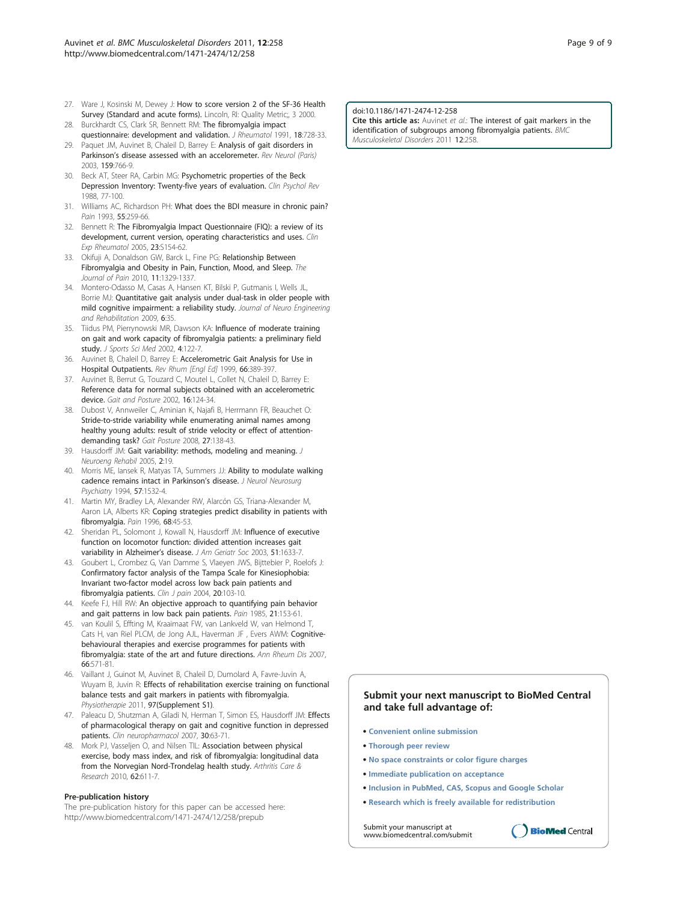27. Ware J, Kosinski M, Dewey J: How to score version 2 of the SF-36 Health Survey (Standard and acute forms). Lincoln, RI: Quality Metric;, 3 2000.
28. Burckhardt CS, Clark SR, Bennett RM: The fibromyalgia impact questionnaire: development and validation. *J Rheumatol* 1991, 18:728-33.
29. Paquet JM, Auvinet B, Chaleil D, Barrey E: Analysis of gait disorders in Parkinson's disease assessed with an accelerometer. *Rev Neurol (Paris)* 2003, 159:766-9.
30. Beck AT, Steer RA, Carbin MG: Psychometric properties of the Beck Depression Inventory: Twenty-five years of evaluation. *Clin Psychol Rev* 1988, 77-100.
31. Williams AC, Richardson PH: What does the BDI measure in chronic pain? *Pain* 1993, 55:259-66.
32. Bennett R: The Fibromyalgia Impact Questionnaire (FIQ): a review of its development, current version, operating characteristics and uses. *Clin Exp Rheumatol* 2005, 23:S154-62.
33. Okifuji A, Donaldson GW, Barck L, Fine PG: Relationship Between Fibromyalgia and Obesity in Pain, Function, Mood, and Sleep. *The Journal of Pain* 2010, 11:1329-1337.
34. Montero-Odasso M, Casas A, Hansen KT, Bilski P, Gutmanis I, Wells JL, Borrie MJ: Quantitative gait analysis under dual-task in older people with mild cognitive impairment: a reliability study. *Journal of Neuro Engineering and Rehabilitation* 2009, 6:35.
35. Tiidus PM, Pierrynowski MR, Dawson KA: Influence of moderate training on gait and work capacity of fibromyalgia patients: a preliminary field study. *J Sports Sci Med* 2002, 4:122-7.
36. Auvinet B, Chaleil D, Barrey E: Accelerometric Gait Analysis for Use in Hospital Outpatients. *Rev Rhum [Engl Ed]* 1999, 66:389-397.
37. Auvinet B, Berrut G, Touzard C, Moutel L, Collet N, Chaleil D, Barrey E: Reference data for normal subjects obtained with an accelerometric device. *Gait and Posture* 2002, 16:124-34.
38. Dubost V, Annweiler C, Aminian K, Najafi B, Herrmann FR, Beauchet O: Stride-to-stride variability while enumerating animal names among healthy young adults: result of stride velocity or effect of attention-demanding task? *Gait Posture* 2008, 27:138-43.
39. Hausdorff JM: Gait variability: methods, modeling and meaning. *J Neuroeng Rehabil* 2005, 2:19.
40. Morris ME, Iansek R, Matyas TA, Summers JJ: Ability to modulate walking cadence remains intact in Parkinson's disease. *J Neurol Neurosurg Psychiatry* 1994, 57:1532-4.
41. Martin MY, Bradley LA, Alexander RW, Alarcón GS, Triana-Alexander M, Aaron LA, Alberts KR: Coping strategies predict disability in patients with fibromyalgia. *Pain* 1996, 68:45-53.
42. Sheridan PL, Solomont J, Kowall N, Hausdorff JM: Influence of executive function on locomotor function: divided attention increases gait variability in Alzheimer's disease. *J Am Geriatr Soc* 2003, 51:1633-7.
43. Goubert L, Crombez G, Van Damme S, Vlaeyen JWS, Bijttebier P, Roelofs J: Confirmatory factor analysis of the Tampa Scale for Kinesiophobia: Invariant two-factor model across low back pain patients and fibromyalgia patients. *Clin J pain* 2004, 20:103-10.
44. Keefe FJ, Hill RW: An objective approach to quantifying pain behavior and gait patterns in low back pain patients. *Pain* 1985, 21:153-61.
45. van Koulil S, Effting M, Kraaimaat FW, van Lankveld W, van Helmond T, Cats H, van Riel PLCM, de Jong AJL, Haverman JF , Evers AWM: Cognitive-behavioural therapies and exercise programmes for patients with fibromyalgia: state of the art and future directions. *Ann Rheum Dis* 2007, 66:571-81.
46. Vaillant J, Guinot M, Auvinet B, Chaleil D, Dumolard A, Favre-Juvin A, Wuyam B, Juvin R: Effects of rehabilitation exercise training on functional balance tests and gait markers in patients with fibromyalgia. *Physiotherapie* 2011, 97(Supplement S1).
47. Paleacu D, Shutzman A, Giladi N, Herman T, Simon ES, Hausdorff JM: Effects of pharmacological therapy on gait and cognitive function in depressed patients. *Clin neuropharmacol* 2007, 30:63-71.
48. Mork PJ, Vasseljen O, and Nilsen TIL: Association between physical exercise, body mass index, and risk of fibromyalgia: longitudinal data from the Norvegian Nord-Trondelag health study. *Arthritis Care & Research* 2010, 62:611-7.

### Pre-publication history

The pre-publication history for this paper can be accessed here:
http://www.biomedcentral.com/1471-2474/12/258/prepub

doi:10.1186/1471-2474-12-258

**Cite this article as:** Auvinet *et al.*: The interest of gait markers in the identification of subgroups among fibromyalgia patients. *BMC Musculoskeletal Disorders* 2011 12:258.

### Submit your next manuscript to BioMed Central and take full advantage of:

- Convenient online submission
- Thorough peer review
- No space constraints or color figure charges
- Immediate publication on acceptance
- Inclusion in PubMed, CAS, Scopus and Google Scholar
- Research which is freely available for redistribution

Submit your manuscript at
www.biomedcentral.com/submit

BioMed Central